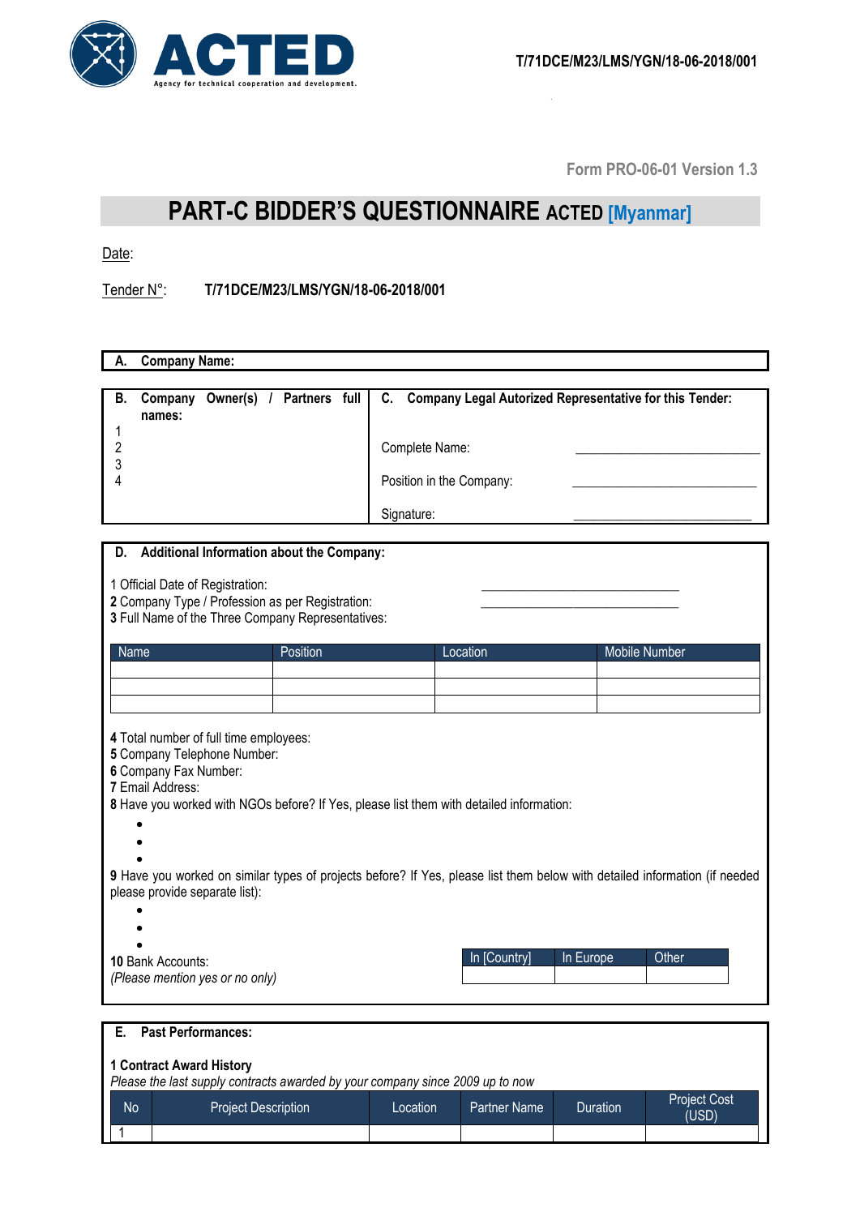T/71DCE/M23/LMS/YGN/18-06-2018/001

Form PRO-06-01 Version 1.3

# PART-C BIDDER'S QUESTIONNAIRE ACTED [Myanmar]

Date:

Tender N°: **T/71DCE/M23/LMS/YGN/18-06-2018/001**

**A. Company Name:**

**B. Company Owner(s) / Partners full names:**

1
2
3
4

**C. Company Legal Autorized Representative for this Tender:**

Complete Name: ____________________________

Position in the Company: ____________________________

Signature: ____________________________

**D. Additional Information about the Company:**

1 Official Date of Registration: ____________________________
**2** Company Type / Profession as per Registration: ____________________________
**3** Full Name of the Three Company Representatives:

| Name | Position | Location | Mobile Number |
|---|---|---|---|
| | | | |
| | | | |
| | | | |

**4** Total number of full time employees:
**5** Company Telephone Number:
**6** Company Fax Number:
**7** Email Address:
**8** Have you worked with NGOs before? If Yes, please list them with detailed information:

-
-
-

**9** Have you worked on similar types of projects before? If Yes, please list them below with detailed information (if needed please provide separate list):

-
-
-

**10** Bank Accounts:
*(Please mention yes or no only)*

| In [Country] | In Europe | Other |
|---|---|---|
| | | |

**E. Past Performances:**

**1 Contract Award History**
*Please the last supply contracts awarded by your company since 2009 up to now*

| No | Project Description | Location | Partner Name | Duration | Project Cost (USD) |
|---|---|---|---|---|---|
| 1 | | | | | |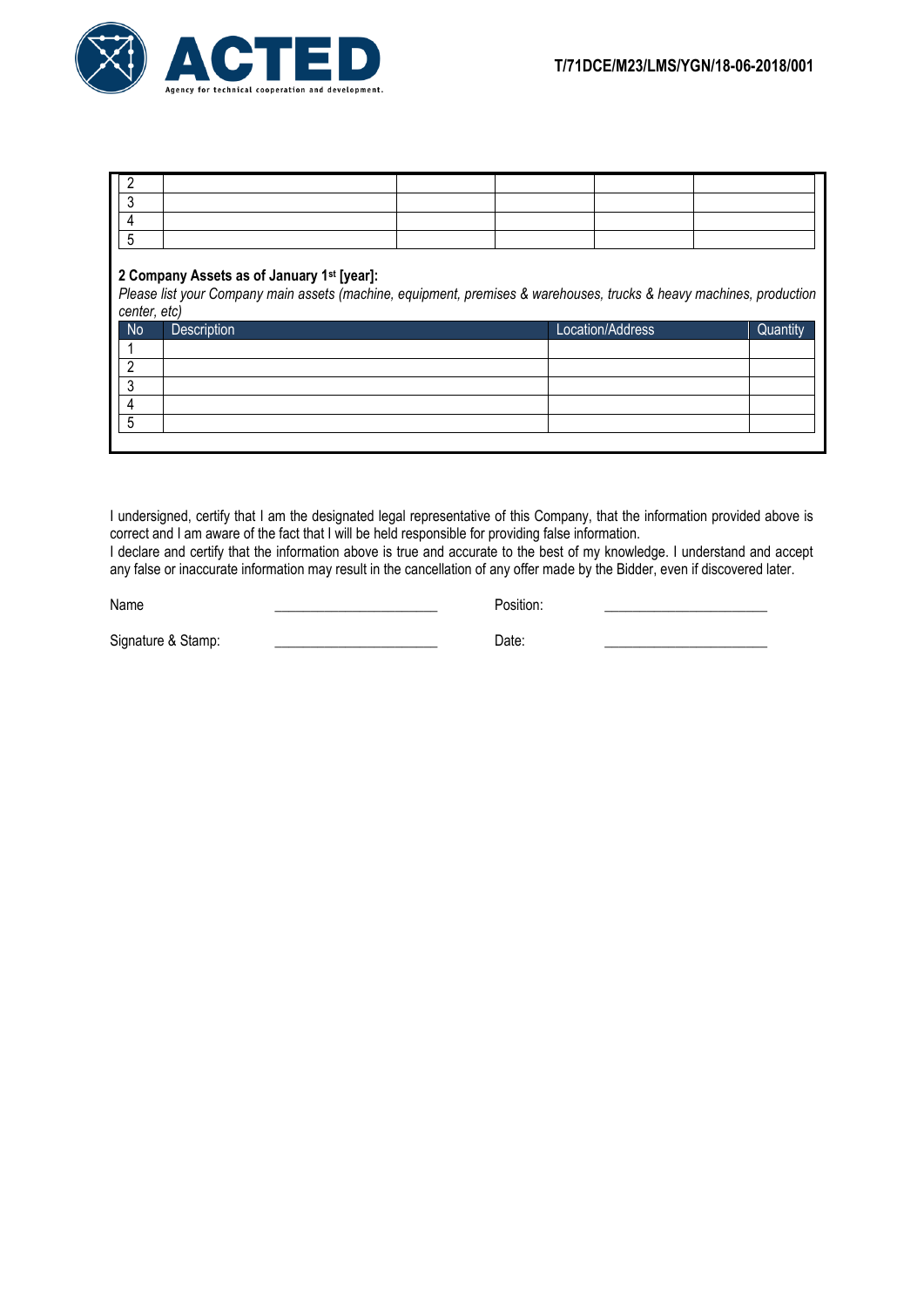| | | | | | |
|---|---|---|---|---|---|
| 2 | | | | | |
| 3 | | | | | |
| 4 | | | | | |
| 5 | | | | | |

**2 Company Assets as of January 1st [year]:**

*Please list your Company main assets (machine, equipment, premises & warehouses, trucks & heavy machines, production center, etc)*

| No | Description | Location/Address | Quantity |
|---|---|---|---|
| 1 | | | |
| 2 | | | |
| 3 | | | |
| 4 | | | |
| 5 | | | |

I undersigned, certify that I am the designated legal representative of this Company, that the information provided above is correct and I am aware of the fact that I will be held responsible for providing false information.

I declare and certify that the information above is true and accurate to the best of my knowledge. I understand and accept any false or inaccurate information may result in the cancellation of any offer made by the Bidder, even if discovered later.

Name ______________________ Position: ______________________

Signature & Stamp: ______________________ Date: ______________________